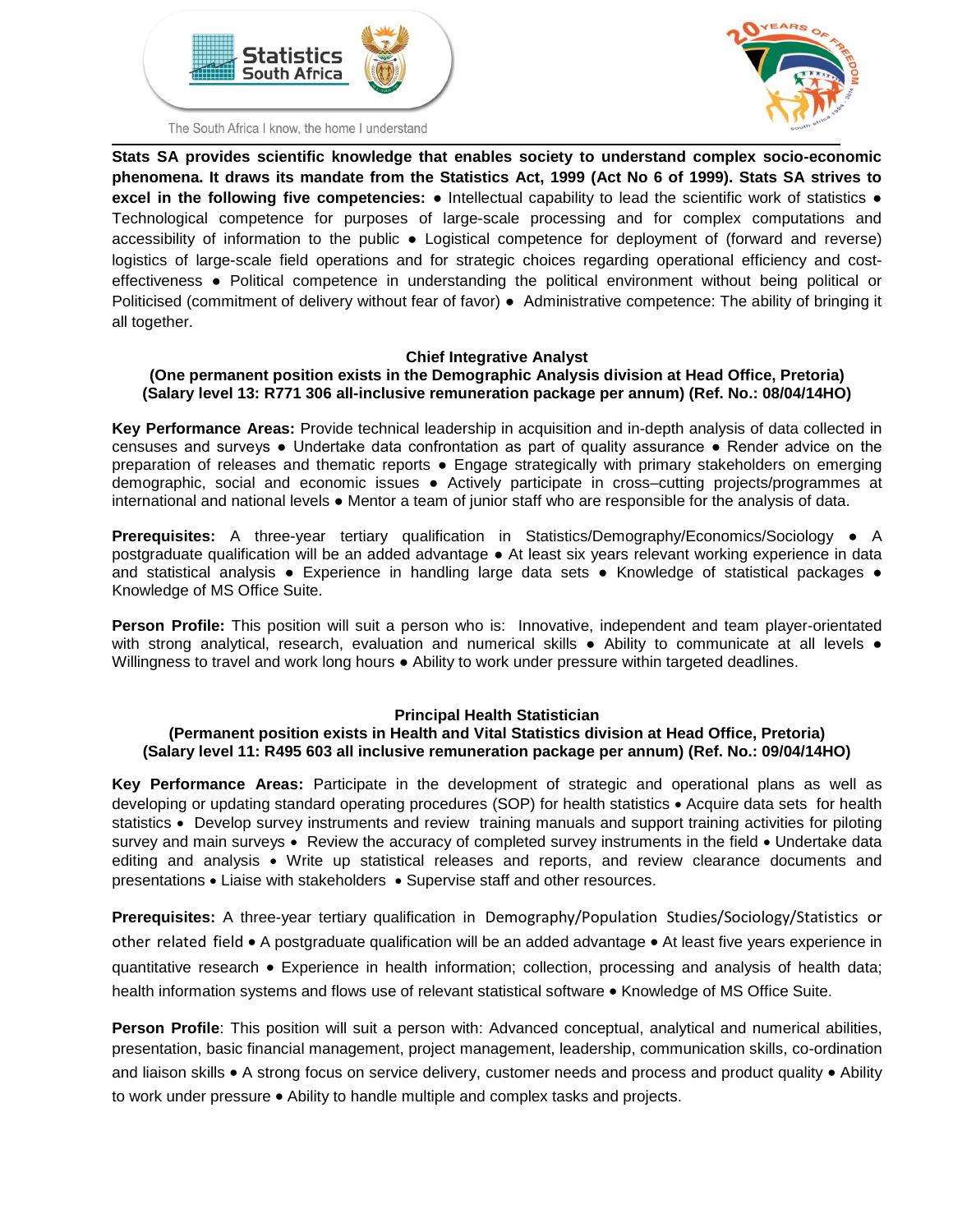Statistics South Africa

The South Africa I know, the home I understand

**Stats SA provides scientific knowledge that enables society to understand complex socio-economic phenomena. It draws its mandate from the Statistics Act, 1999 (Act No 6 of 1999). Stats SA strives to excel in the following five competencies:** ● Intellectual capability to lead the scientific work of statistics ● Technological competence for purposes of large-scale processing and for complex computations and accessibility of information to the public ● Logistical competence for deployment of (forward and reverse) logistics of large-scale field operations and for strategic choices regarding operational efficiency and cost-effectiveness ● Political competence in understanding the political environment without being political or Politicised (commitment of delivery without fear of favor) ● Administrative competence: The ability of bringing it all together.

## Chief Integrative Analyst

**(One permanent position exists in the Demographic Analysis division at Head Office, Pretoria)**
**(Salary level 13: R771 306 all-inclusive remuneration package per annum) (Ref. No.: 08/04/14HO)**

**Key Performance Areas:** Provide technical leadership in acquisition and in-depth analysis of data collected in censuses and surveys ● Undertake data confrontation as part of quality assurance ● Render advice on the preparation of releases and thematic reports ● Engage strategically with primary stakeholders on emerging demographic, social and economic issues ● Actively participate in cross–cutting projects/programmes at international and national levels ● Mentor a team of junior staff who are responsible for the analysis of data.

**Prerequisites:** A three-year tertiary qualification in Statistics/Demography/Economics/Sociology ● A postgraduate qualification will be an added advantage ● At least six years relevant working experience in data and statistical analysis ● Experience in handling large data sets ● Knowledge of statistical packages ● Knowledge of MS Office Suite.

**Person Profile:** This position will suit a person who is: Innovative, independent and team player-orientated with strong analytical, research, evaluation and numerical skills ● Ability to communicate at all levels ● Willingness to travel and work long hours ● Ability to work under pressure within targeted deadlines.

## Principal Health Statistician

**(Permanent position exists in Health and Vital Statistics division at Head Office, Pretoria)**
**(Salary level 11: R495 603 all inclusive remuneration package per annum) (Ref. No.: 09/04/14HO)**

**Key Performance Areas:** Participate in the development of strategic and operational plans as well as developing or updating standard operating procedures (SOP) for health statistics • Acquire data sets for health statistics • Develop survey instruments and review training manuals and support training activities for piloting survey and main surveys • Review the accuracy of completed survey instruments in the field • Undertake data editing and analysis • Write up statistical releases and reports, and review clearance documents and presentations • Liaise with stakeholders • Supervise staff and other resources.

**Prerequisites:** A three-year tertiary qualification in Demography/Population Studies/Sociology/Statistics or other related field • A postgraduate qualification will be an added advantage • At least five years experience in quantitative research • Experience in health information; collection, processing and analysis of health data; health information systems and flows use of relevant statistical software • Knowledge of MS Office Suite.

**Person Profile**: This position will suit a person with: Advanced conceptual, analytical and numerical abilities, presentation, basic financial management, project management, leadership, communication skills, co-ordination and liaison skills • A strong focus on service delivery, customer needs and process and product quality • Ability to work under pressure • Ability to handle multiple and complex tasks and projects.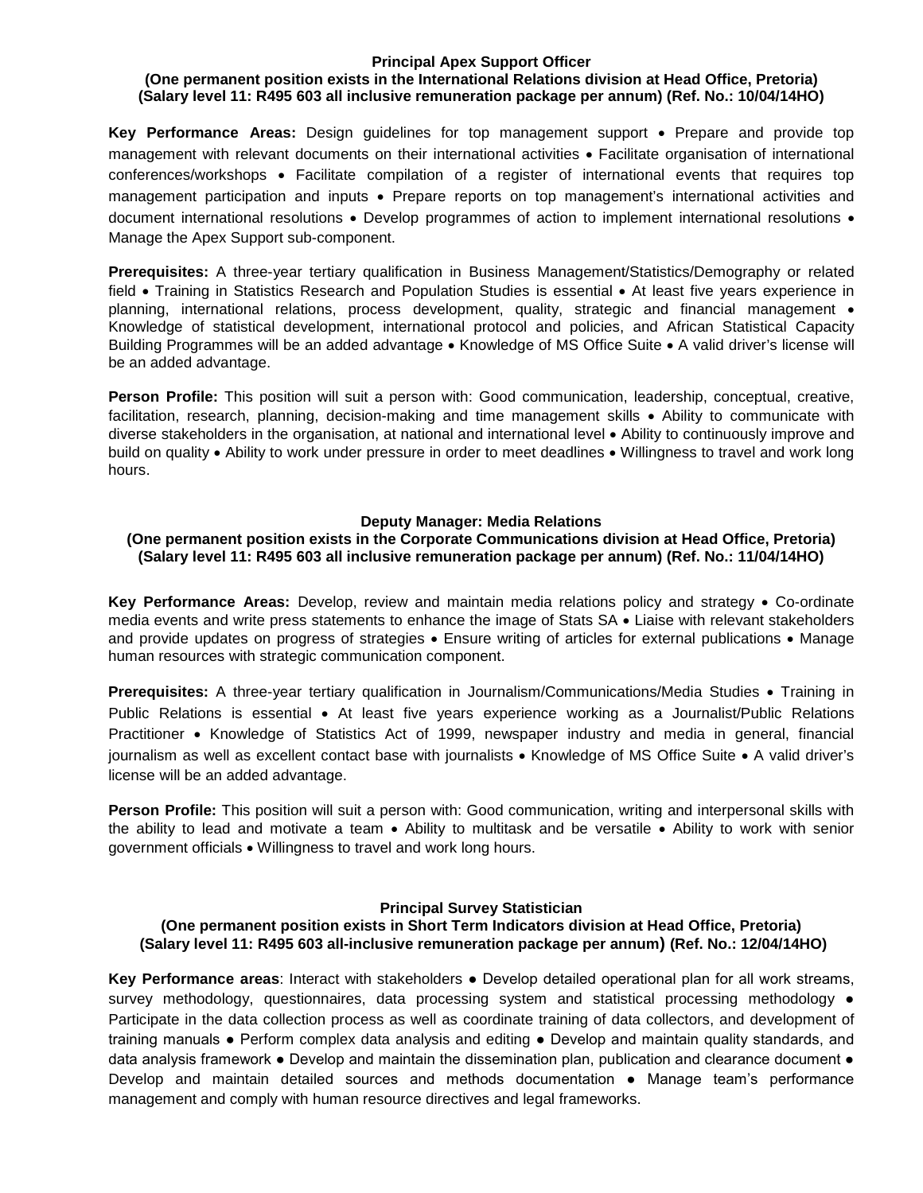**Principal Apex Support Officer**
**(One permanent position exists in the International Relations division at Head Office, Pretoria)**
**(Salary level 11: R495 603 all inclusive remuneration package per annum) (Ref. No.: 10/04/14HO)**

**Key Performance Areas:** Design guidelines for top management support • Prepare and provide top management with relevant documents on their international activities • Facilitate organisation of international conferences/workshops • Facilitate compilation of a register of international events that requires top management participation and inputs • Prepare reports on top management's international activities and document international resolutions • Develop programmes of action to implement international resolutions • Manage the Apex Support sub-component.

**Prerequisites:** A three-year tertiary qualification in Business Management/Statistics/Demography or related field • Training in Statistics Research and Population Studies is essential • At least five years experience in planning, international relations, process development, quality, strategic and financial management • Knowledge of statistical development, international protocol and policies, and African Statistical Capacity Building Programmes will be an added advantage • Knowledge of MS Office Suite • A valid driver's license will be an added advantage.

**Person Profile:** This position will suit a person with: Good communication, leadership, conceptual, creative, facilitation, research, planning, decision-making and time management skills • Ability to communicate with diverse stakeholders in the organisation, at national and international level • Ability to continuously improve and build on quality • Ability to work under pressure in order to meet deadlines • Willingness to travel and work long hours.

**Deputy Manager: Media Relations**
**(One permanent position exists in the Corporate Communications division at Head Office, Pretoria)**
**(Salary level 11: R495 603 all inclusive remuneration package per annum) (Ref. No.: 11/04/14HO)**

**Key Performance Areas:** Develop, review and maintain media relations policy and strategy • Co-ordinate media events and write press statements to enhance the image of Stats SA • Liaise with relevant stakeholders and provide updates on progress of strategies • Ensure writing of articles for external publications • Manage human resources with strategic communication component.

**Prerequisites:** A three-year tertiary qualification in Journalism/Communications/Media Studies • Training in Public Relations is essential • At least five years experience working as a Journalist/Public Relations Practitioner • Knowledge of Statistics Act of 1999, newspaper industry and media in general, financial journalism as well as excellent contact base with journalists • Knowledge of MS Office Suite • A valid driver's license will be an added advantage.

**Person Profile:** This position will suit a person with: Good communication, writing and interpersonal skills with the ability to lead and motivate a team • Ability to multitask and be versatile • Ability to work with senior government officials • Willingness to travel and work long hours.

**Principal Survey Statistician**
**(One permanent position exists in Short Term Indicators division at Head Office, Pretoria)**
**(Salary level 11: R495 603 all-inclusive remuneration package per annum) (Ref. No.: 12/04/14HO)**

**Key Performance areas**: Interact with stakeholders ● Develop detailed operational plan for all work streams, survey methodology, questionnaires, data processing system and statistical processing methodology ● Participate in the data collection process as well as coordinate training of data collectors, and development of training manuals ● Perform complex data analysis and editing ● Develop and maintain quality standards, and data analysis framework ● Develop and maintain the dissemination plan, publication and clearance document ● Develop and maintain detailed sources and methods documentation ● Manage team's performance management and comply with human resource directives and legal frameworks.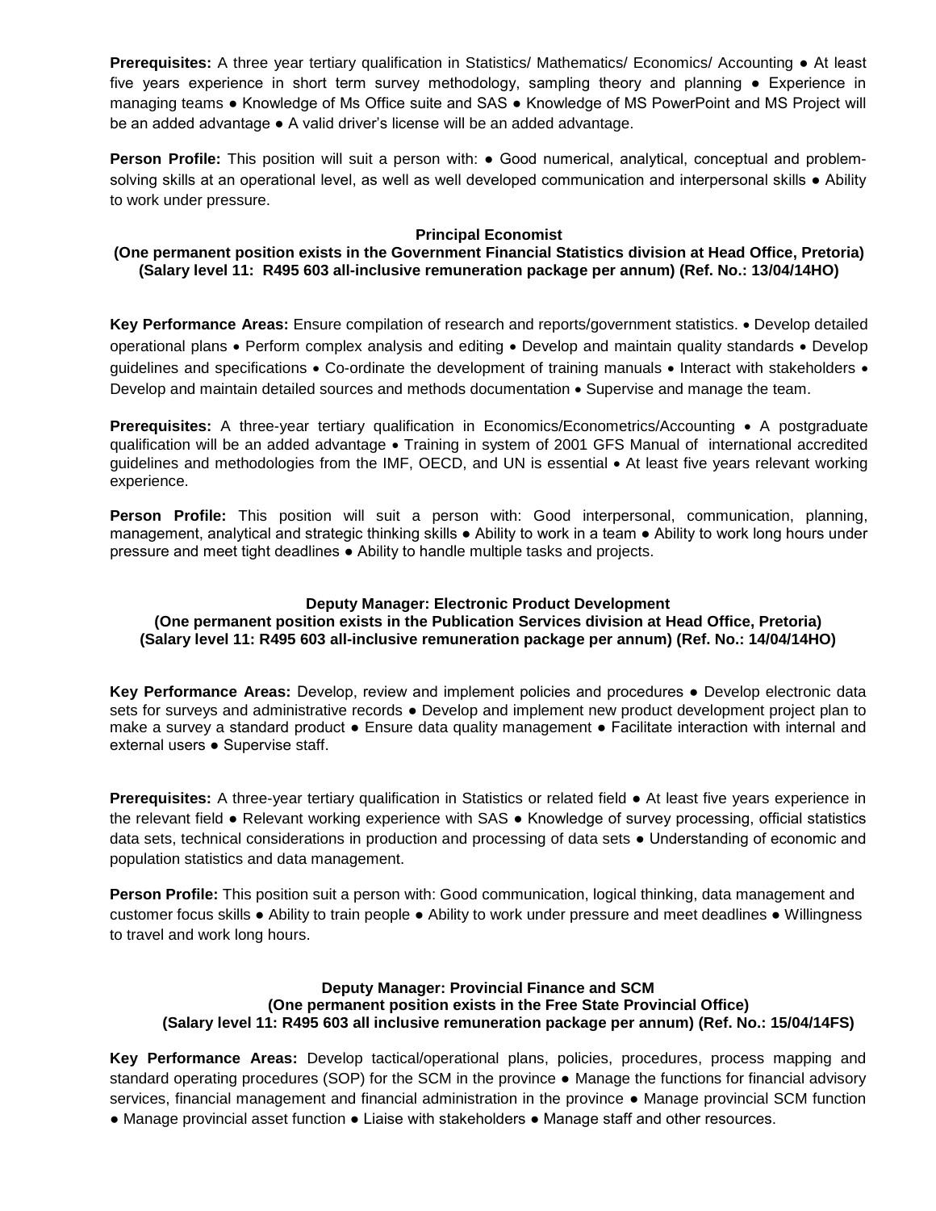**Prerequisites:** A three year tertiary qualification in Statistics/ Mathematics/ Economics/ Accounting ● At least five years experience in short term survey methodology, sampling theory and planning ● Experience in managing teams ● Knowledge of Ms Office suite and SAS ● Knowledge of MS PowerPoint and MS Project will be an added advantage ● A valid driver's license will be an added advantage.

**Person Profile:** This position will suit a person with: ● Good numerical, analytical, conceptual and problem-solving skills at an operational level, as well as well developed communication and interpersonal skills ● Ability to work under pressure.

### Principal Economist

**(One permanent position exists in the Government Financial Statistics division at Head Office, Pretoria) (Salary level 11: R495 603 all-inclusive remuneration package per annum) (Ref. No.: 13/04/14HO)**

**Key Performance Areas:** Ensure compilation of research and reports/government statistics. • Develop detailed operational plans • Perform complex analysis and editing • Develop and maintain quality standards • Develop guidelines and specifications • Co-ordinate the development of training manuals • Interact with stakeholders • Develop and maintain detailed sources and methods documentation • Supervise and manage the team.

**Prerequisites:** A three-year tertiary qualification in Economics/Econometrics/Accounting • A postgraduate qualification will be an added advantage • Training in system of 2001 GFS Manual of international accredited guidelines and methodologies from the IMF, OECD, and UN is essential • At least five years relevant working experience.

**Person Profile:** This position will suit a person with: Good interpersonal, communication, planning, management, analytical and strategic thinking skills ● Ability to work in a team ● Ability to work long hours under pressure and meet tight deadlines ● Ability to handle multiple tasks and projects.

### Deputy Manager: Electronic Product Development

**(One permanent position exists in the Publication Services division at Head Office, Pretoria) (Salary level 11: R495 603 all-inclusive remuneration package per annum) (Ref. No.: 14/04/14HO)**

**Key Performance Areas:** Develop, review and implement policies and procedures ● Develop electronic data sets for surveys and administrative records ● Develop and implement new product development project plan to make a survey a standard product ● Ensure data quality management ● Facilitate interaction with internal and external users ● Supervise staff.

**Prerequisites:** A three-year tertiary qualification in Statistics or related field ● At least five years experience in the relevant field ● Relevant working experience with SAS ● Knowledge of survey processing, official statistics data sets, technical considerations in production and processing of data sets ● Understanding of economic and population statistics and data management.

**Person Profile:** This position suit a person with: Good communication, logical thinking, data management and customer focus skills ● Ability to train people ● Ability to work under pressure and meet deadlines ● Willingness to travel and work long hours.

### Deputy Manager: Provincial Finance and SCM

**(One permanent position exists in the Free State Provincial Office) (Salary level 11: R495 603 all inclusive remuneration package per annum) (Ref. No.: 15/04/14FS)**

**Key Performance Areas:** Develop tactical/operational plans, policies, procedures, process mapping and standard operating procedures (SOP) for the SCM in the province ● Manage the functions for financial advisory services, financial management and financial administration in the province ● Manage provincial SCM function ● Manage provincial asset function ● Liaise with stakeholders ● Manage staff and other resources.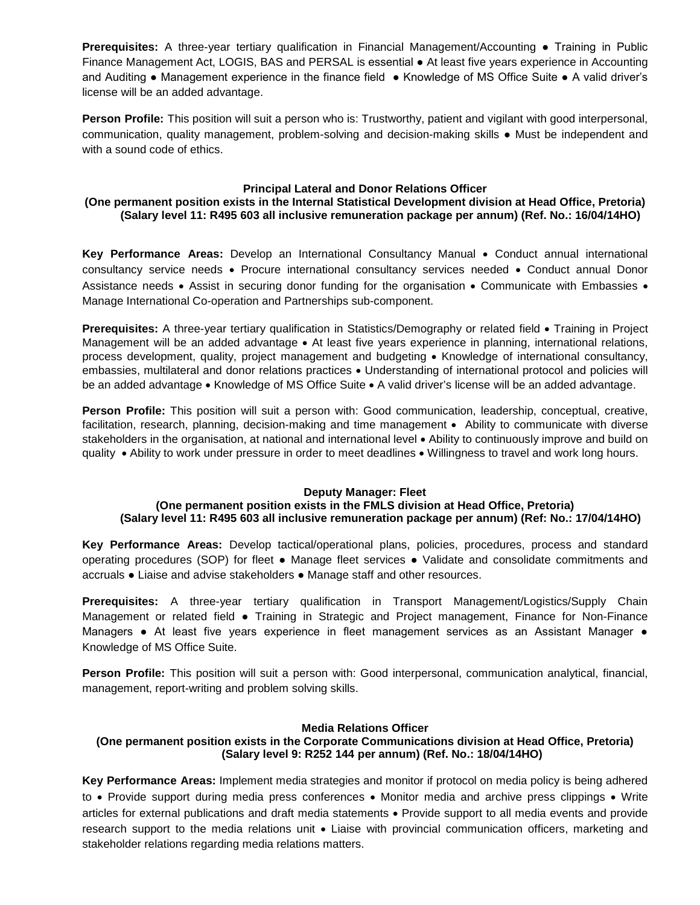**Prerequisites:** A three-year tertiary qualification in Financial Management/Accounting ● Training in Public Finance Management Act, LOGIS, BAS and PERSAL is essential ● At least five years experience in Accounting and Auditing ● Management experience in the finance field ● Knowledge of MS Office Suite ● A valid driver's license will be an added advantage.

**Person Profile:** This position will suit a person who is: Trustworthy, patient and vigilant with good interpersonal, communication, quality management, problem-solving and decision-making skills ● Must be independent and with a sound code of ethics.

### Principal Lateral and Donor Relations Officer

**(One permanent position exists in the Internal Statistical Development division at Head Office, Pretoria) (Salary level 11: R495 603 all inclusive remuneration package per annum) (Ref. No.: 16/04/14HO)**

**Key Performance Areas:** Develop an International Consultancy Manual • Conduct annual international consultancy service needs • Procure international consultancy services needed • Conduct annual Donor Assistance needs • Assist in securing donor funding for the organisation • Communicate with Embassies • Manage International Co-operation and Partnerships sub-component.

**Prerequisites:** A three-year tertiary qualification in Statistics/Demography or related field • Training in Project Management will be an added advantage • At least five years experience in planning, international relations, process development, quality, project management and budgeting • Knowledge of international consultancy, embassies, multilateral and donor relations practices • Understanding of international protocol and policies will be an added advantage • Knowledge of MS Office Suite • A valid driver's license will be an added advantage.

**Person Profile:** This position will suit a person with: Good communication, leadership, conceptual, creative, facilitation, research, planning, decision-making and time management • Ability to communicate with diverse stakeholders in the organisation, at national and international level • Ability to continuously improve and build on quality • Ability to work under pressure in order to meet deadlines • Willingness to travel and work long hours.

### Deputy Manager: Fleet

**(One permanent position exists in the FMLS division at Head Office, Pretoria) (Salary level 11: R495 603 all inclusive remuneration package per annum) (Ref: No.: 17/04/14HO)**

**Key Performance Areas:** Develop tactical/operational plans, policies, procedures, process and standard operating procedures (SOP) for fleet ● Manage fleet services ● Validate and consolidate commitments and accruals ● Liaise and advise stakeholders ● Manage staff and other resources.

**Prerequisites:** A three-year tertiary qualification in Transport Management/Logistics/Supply Chain Management or related field ● Training in Strategic and Project management, Finance for Non-Finance Managers ● At least five years experience in fleet management services as an Assistant Manager ● Knowledge of MS Office Suite.

**Person Profile:** This position will suit a person with: Good interpersonal, communication analytical, financial, management, report-writing and problem solving skills.

### Media Relations Officer

**(One permanent position exists in the Corporate Communications division at Head Office, Pretoria) (Salary level 9: R252 144 per annum) (Ref. No.: 18/04/14HO)**

**Key Performance Areas:** Implement media strategies and monitor if protocol on media policy is being adhered to • Provide support during media press conferences • Monitor media and archive press clippings • Write articles for external publications and draft media statements • Provide support to all media events and provide research support to the media relations unit • Liaise with provincial communication officers, marketing and stakeholder relations regarding media relations matters.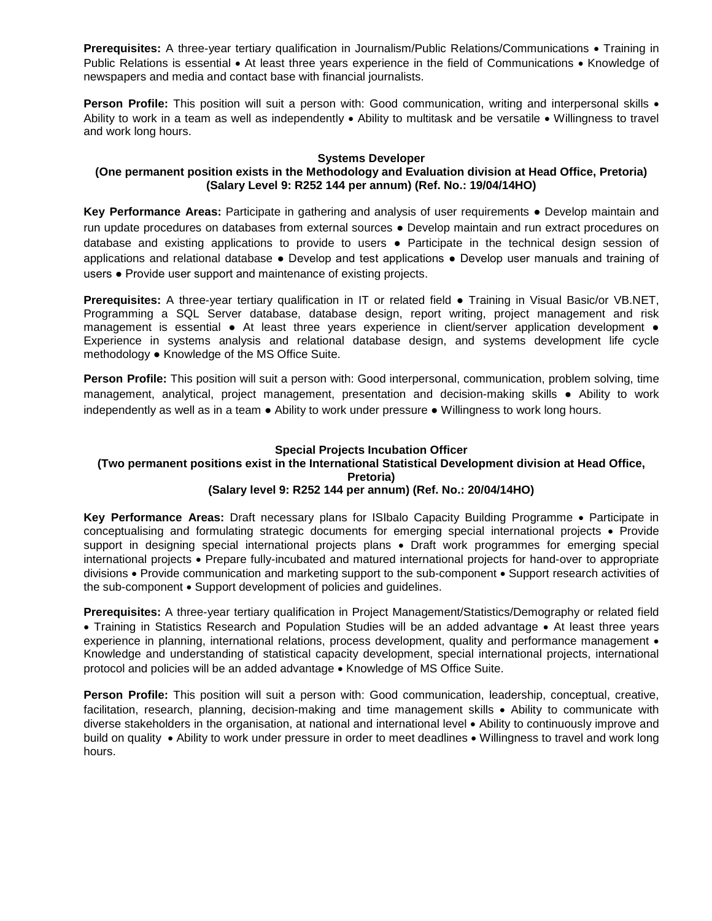**Prerequisites:** A three-year tertiary qualification in Journalism/Public Relations/Communications • Training in Public Relations is essential • At least three years experience in the field of Communications • Knowledge of newspapers and media and contact base with financial journalists.

**Person Profile:** This position will suit a person with: Good communication, writing and interpersonal skills • Ability to work in a team as well as independently • Ability to multitask and be versatile • Willingness to travel and work long hours.

### Systems Developer
**(One permanent position exists in the Methodology and Evaluation division at Head Office, Pretoria)**
**(Salary Level 9: R252 144 per annum) (Ref. No.: 19/04/14HO)**

**Key Performance Areas:** Participate in gathering and analysis of user requirements ● Develop maintain and run update procedures on databases from external sources ● Develop maintain and run extract procedures on database and existing applications to provide to users ● Participate in the technical design session of applications and relational database ● Develop and test applications ● Develop user manuals and training of users ● Provide user support and maintenance of existing projects.

**Prerequisites:** A three-year tertiary qualification in IT or related field ● Training in Visual Basic/or VB.NET, Programming a SQL Server database, database design, report writing, project management and risk management is essential ● At least three years experience in client/server application development ● Experience in systems analysis and relational database design, and systems development life cycle methodology ● Knowledge of the MS Office Suite.

**Person Profile:** This position will suit a person with: Good interpersonal, communication, problem solving, time management, analytical, project management, presentation and decision-making skills ● Ability to work independently as well as in a team ● Ability to work under pressure ● Willingness to work long hours.

### Special Projects Incubation Officer
**(Two permanent positions exist in the International Statistical Development division at Head Office, Pretoria)**
**(Salary level 9: R252 144 per annum) (Ref. No.: 20/04/14HO)**

**Key Performance Areas:** Draft necessary plans for ISIbalo Capacity Building Programme • Participate in conceptualising and formulating strategic documents for emerging special international projects • Provide support in designing special international projects plans • Draft work programmes for emerging special international projects • Prepare fully-incubated and matured international projects for hand-over to appropriate divisions • Provide communication and marketing support to the sub-component • Support research activities of the sub-component • Support development of policies and guidelines.

**Prerequisites:** A three-year tertiary qualification in Project Management/Statistics/Demography or related field • Training in Statistics Research and Population Studies will be an added advantage • At least three years experience in planning, international relations, process development, quality and performance management • Knowledge and understanding of statistical capacity development, special international projects, international protocol and policies will be an added advantage • Knowledge of MS Office Suite.

**Person Profile:** This position will suit a person with: Good communication, leadership, conceptual, creative, facilitation, research, planning, decision-making and time management skills • Ability to communicate with diverse stakeholders in the organisation, at national and international level • Ability to continuously improve and build on quality • Ability to work under pressure in order to meet deadlines • Willingness to travel and work long hours.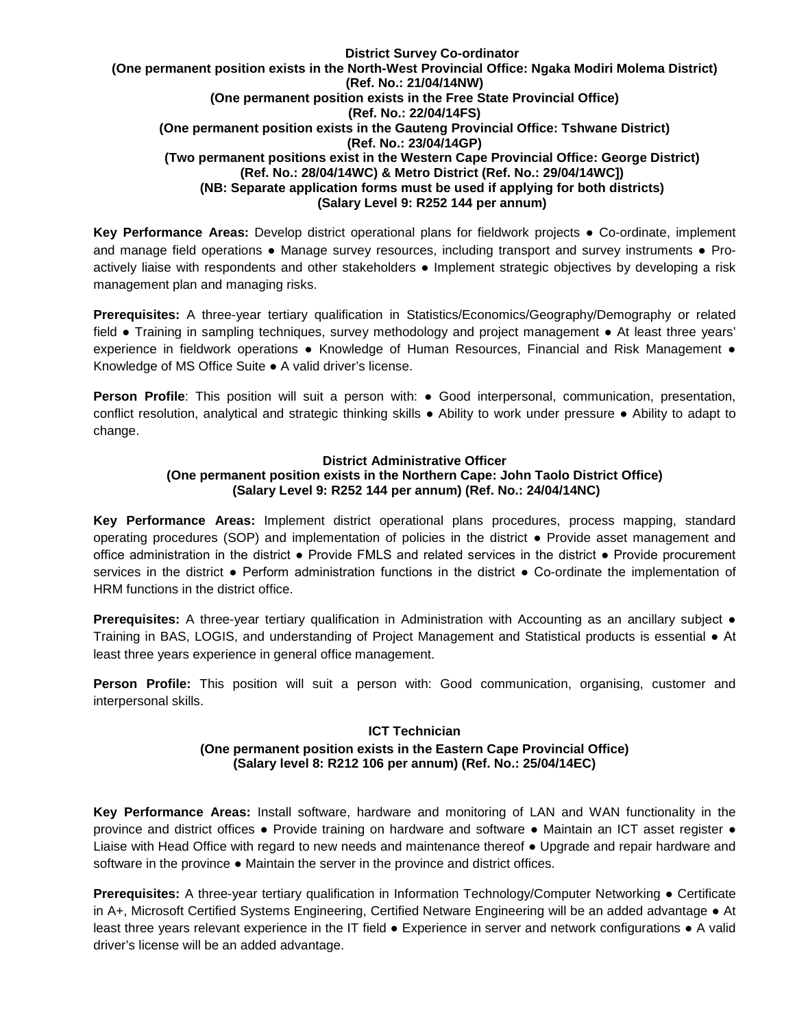**District Survey Co-ordinator**
**(One permanent position exists in the North-West Provincial Office: Ngaka Modiri Molema District)**
**(Ref. No.: 21/04/14NW)**
**(One permanent position exists in the Free State Provincial Office)**
**(Ref. No.: 22/04/14FS)**
**(One permanent position exists in the Gauteng Provincial Office: Tshwane District)**
**(Ref. No.: 23/04/14GP)**
**(Two permanent positions exist in the Western Cape Provincial Office: George District)**
**(Ref. No.: 28/04/14WC) & Metro District (Ref. No.: 29/04/14WC])**
**(NB: Separate application forms must be used if applying for both districts)**
**(Salary Level 9: R252 144 per annum)**

**Key Performance Areas:** Develop district operational plans for fieldwork projects ● Co-ordinate, implement and manage field operations ● Manage survey resources, including transport and survey instruments ● Pro-actively liaise with respondents and other stakeholders ● Implement strategic objectives by developing a risk management plan and managing risks.

**Prerequisites:** A three-year tertiary qualification in Statistics/Economics/Geography/Demography or related field ● Training in sampling techniques, survey methodology and project management ● At least three years' experience in fieldwork operations ● Knowledge of Human Resources, Financial and Risk Management ● Knowledge of MS Office Suite ● A valid driver's license.

**Person Profile**: This position will suit a person with: ● Good interpersonal, communication, presentation, conflict resolution, analytical and strategic thinking skills ● Ability to work under pressure ● Ability to adapt to change.

**District Administrative Officer**
**(One permanent position exists in the Northern Cape: John Taolo District Office)**
**(Salary Level 9: R252 144 per annum) (Ref. No.: 24/04/14NC)**

**Key Performance Areas:** Implement district operational plans procedures, process mapping, standard operating procedures (SOP) and implementation of policies in the district ● Provide asset management and office administration in the district ● Provide FMLS and related services in the district ● Provide procurement services in the district ● Perform administration functions in the district ● Co-ordinate the implementation of HRM functions in the district office.

**Prerequisites:** A three-year tertiary qualification in Administration with Accounting as an ancillary subject ● Training in BAS, LOGIS, and understanding of Project Management and Statistical products is essential ● At least three years experience in general office management.

**Person Profile:** This position will suit a person with: Good communication, organising, customer and interpersonal skills.

**ICT Technician**
**(One permanent position exists in the Eastern Cape Provincial Office)**
**(Salary level 8: R212 106 per annum) (Ref. No.: 25/04/14EC)**

**Key Performance Areas:** Install software, hardware and monitoring of LAN and WAN functionality in the province and district offices ● Provide training on hardware and software ● Maintain an ICT asset register ● Liaise with Head Office with regard to new needs and maintenance thereof ● Upgrade and repair hardware and software in the province ● Maintain the server in the province and district offices.

**Prerequisites:** A three-year tertiary qualification in Information Technology/Computer Networking ● Certificate in A+, Microsoft Certified Systems Engineering, Certified Netware Engineering will be an added advantage ● At least three years relevant experience in the IT field ● Experience in server and network configurations ● A valid driver's license will be an added advantage.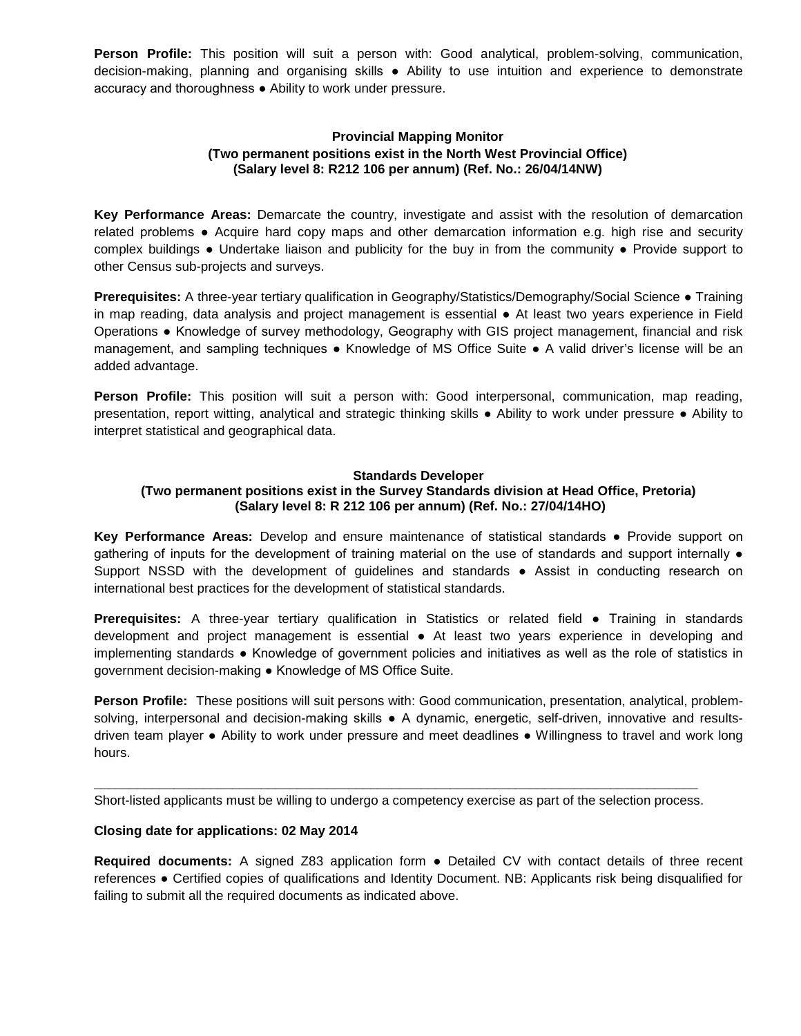**Person Profile:** This position will suit a person with: Good analytical, problem-solving, communication, decision-making, planning and organising skills ● Ability to use intuition and experience to demonstrate accuracy and thoroughness ● Ability to work under pressure.

**Provincial Mapping Monitor**
**(Two permanent positions exist in the North West Provincial Office)**
**(Salary level 8: R212 106 per annum) (Ref. No.: 26/04/14NW)**

**Key Performance Areas:** Demarcate the country, investigate and assist with the resolution of demarcation related problems ● Acquire hard copy maps and other demarcation information e.g. high rise and security complex buildings ● Undertake liaison and publicity for the buy in from the community ● Provide support to other Census sub-projects and surveys.

**Prerequisites:** A three-year tertiary qualification in Geography/Statistics/Demography/Social Science ● Training in map reading, data analysis and project management is essential ● At least two years experience in Field Operations ● Knowledge of survey methodology, Geography with GIS project management, financial and risk management, and sampling techniques ● Knowledge of MS Office Suite ● A valid driver's license will be an added advantage.

**Person Profile:** This position will suit a person with: Good interpersonal, communication, map reading, presentation, report witting, analytical and strategic thinking skills ● Ability to work under pressure ● Ability to interpret statistical and geographical data.

**Standards Developer**
**(Two permanent positions exist in the Survey Standards division at Head Office, Pretoria)**
**(Salary level 8: R 212 106 per annum) (Ref. No.: 27/04/14HO)**

**Key Performance Areas:** Develop and ensure maintenance of statistical standards ● Provide support on gathering of inputs for the development of training material on the use of standards and support internally ● Support NSSD with the development of guidelines and standards ● Assist in conducting research on international best practices for the development of statistical standards.

**Prerequisites:** A three-year tertiary qualification in Statistics or related field ● Training in standards development and project management is essential ● At least two years experience in developing and implementing standards ● Knowledge of government policies and initiatives as well as the role of statistics in government decision-making ● Knowledge of MS Office Suite.

**Person Profile:** These positions will suit persons with: Good communication, presentation, analytical, problem-solving, interpersonal and decision-making skills ● A dynamic, energetic, self-driven, innovative and results-driven team player ● Ability to work under pressure and meet deadlines ● Willingness to travel and work long hours.

---

Short-listed applicants must be willing to undergo a competency exercise as part of the selection process.

**Closing date for applications: 02 May 2014**

**Required documents:** A signed Z83 application form ● Detailed CV with contact details of three recent references ● Certified copies of qualifications and Identity Document. NB: Applicants risk being disqualified for failing to submit all the required documents as indicated above.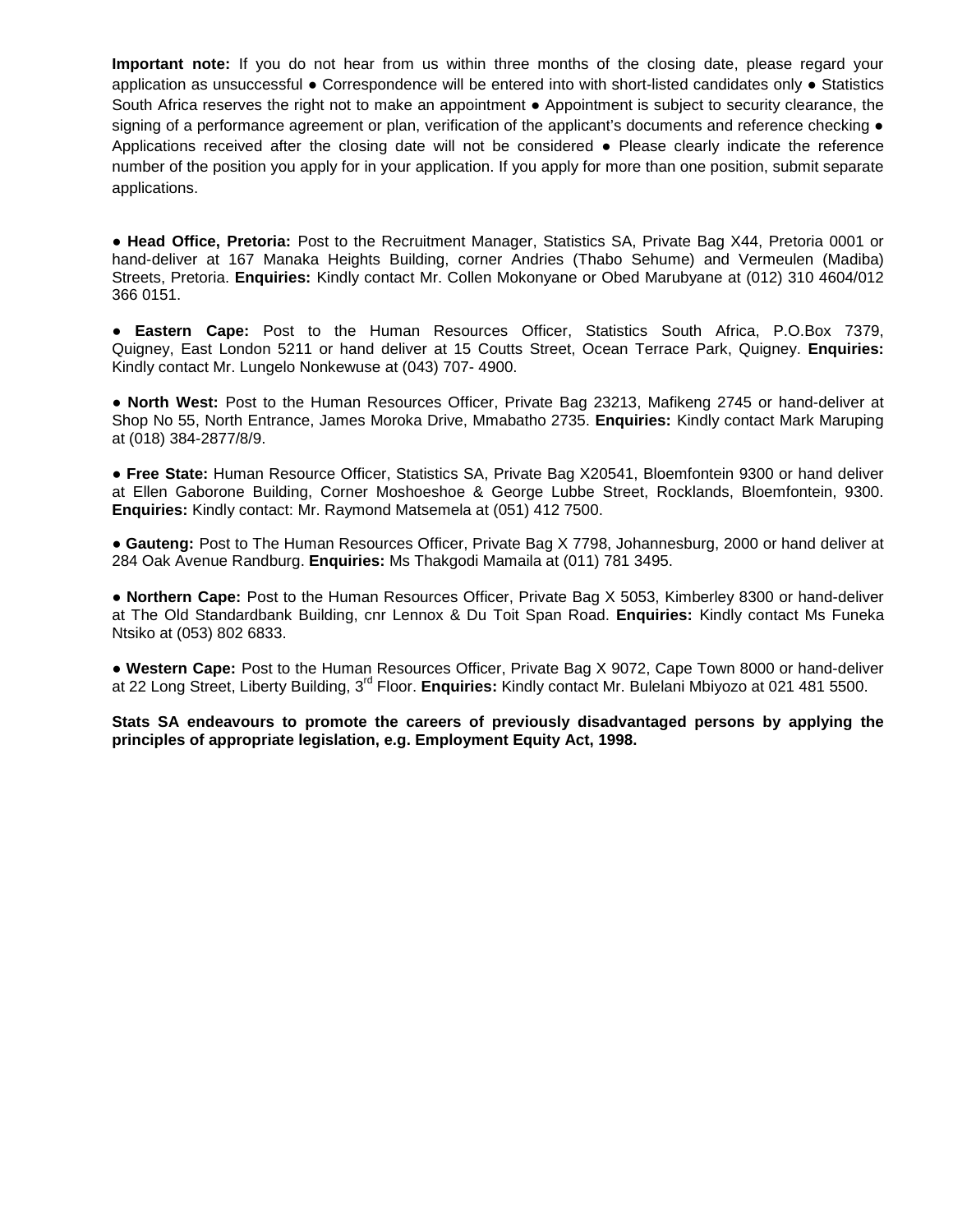**Important note:** If you do not hear from us within three months of the closing date, please regard your application as unsuccessful ● Correspondence will be entered into with short-listed candidates only ● Statistics South Africa reserves the right not to make an appointment ● Appointment is subject to security clearance, the signing of a performance agreement or plan, verification of the applicant's documents and reference checking ● Applications received after the closing date will not be considered ● Please clearly indicate the reference number of the position you apply for in your application. If you apply for more than one position, submit separate applications.

● **Head Office, Pretoria:** Post to the Recruitment Manager, Statistics SA, Private Bag X44, Pretoria 0001 or hand-deliver at 167 Manaka Heights Building, corner Andries (Thabo Sehume) and Vermeulen (Madiba) Streets, Pretoria. **Enquiries:** Kindly contact Mr. Collen Mokonyane or Obed Marubyane at (012) 310 4604/012 366 0151.

● **Eastern Cape:** Post to the Human Resources Officer, Statistics South Africa, P.O.Box 7379, Quigney, East London 5211 or hand deliver at 15 Coutts Street, Ocean Terrace Park, Quigney. **Enquiries:** Kindly contact Mr. Lungelo Nonkewuse at (043) 707- 4900.

● **North West:** Post to the Human Resources Officer, Private Bag 23213, Mafikeng 2745 or hand-deliver at Shop No 55, North Entrance, James Moroka Drive, Mmabatho 2735. **Enquiries:** Kindly contact Mark Maruping at (018) 384-2877/8/9.

● **Free State:** Human Resource Officer, Statistics SA, Private Bag X20541, Bloemfontein 9300 or hand deliver at Ellen Gaborone Building, Corner Moshoeshoe & George Lubbe Street, Rocklands, Bloemfontein, 9300. **Enquiries:** Kindly contact: Mr. Raymond Matsemela at (051) 412 7500.

● **Gauteng:** Post to The Human Resources Officer, Private Bag X 7798, Johannesburg, 2000 or hand deliver at 284 Oak Avenue Randburg. **Enquiries:** Ms Thakgodi Mamaila at (011) 781 3495.

● **Northern Cape:** Post to the Human Resources Officer, Private Bag X 5053, Kimberley 8300 or hand-deliver at The Old Standardbank Building, cnr Lennox & Du Toit Span Road. **Enquiries:** Kindly contact Ms Funeka Ntsiko at (053) 802 6833.

● **Western Cape:** Post to the Human Resources Officer, Private Bag X 9072, Cape Town 8000 or hand-deliver at 22 Long Street, Liberty Building, 3rd Floor. **Enquiries:** Kindly contact Mr. Bulelani Mbiyozo at 021 481 5500.

**Stats SA endeavours to promote the careers of previously disadvantaged persons by applying the principles of appropriate legislation, e.g. Employment Equity Act, 1998.**